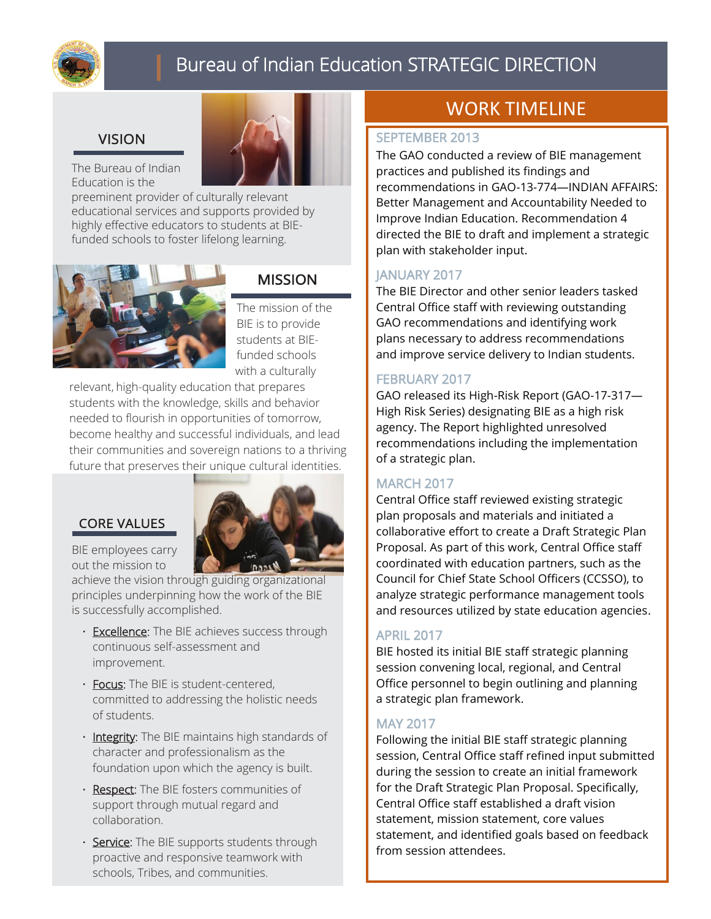# Bureau of Indian Education STRATEGIC DIRECTION

## VISION

The Bureau of Indian Education is the preeminent provider of culturally relevant educational services and supports provided by highly effective educators to students at BIE-funded schools to foster lifelong learning.

## MISSION

The mission of the BIE is to provide students at BIE-funded schools with a culturally relevant, high-quality education that prepares students with the knowledge, skills and behavior needed to flourish in opportunities of tomorrow, become healthy and successful individuals, and lead their communities and sovereign nations to a thriving future that preserves their unique cultural identities.

## CORE VALUES

BIE employees carry out the mission to achieve the vision through guiding organizational principles underpinning how the work of the BIE is successfully accomplished.

- Excellence: The BIE achieves success through continuous self-assessment and improvement.
- Focus: The BIE is student-centered, committed to addressing the holistic needs of students.
- Integrity: The BIE maintains high standards of character and professionalism as the foundation upon which the agency is built.
- Respect: The BIE fosters communities of support through mutual regard and collaboration.
- Service: The BIE supports students through proactive and responsive teamwork with schools, Tribes, and communities.

## WORK TIMELINE

### SEPTEMBER 2013

The GAO conducted a review of BIE management practices and published its findings and recommendations in GAO-13-774—INDIAN AFFAIRS: Better Management and Accountability Needed to Improve Indian Education. Recommendation 4 directed the BIE to draft and implement a strategic plan with stakeholder input.

### JANUARY 2017

The BIE Director and other senior leaders tasked Central Office staff with reviewing outstanding GAO recommendations and identifying work plans necessary to address recommendations and improve service delivery to Indian students.

### FEBRUARY 2017

GAO released its High-Risk Report (GAO-17-317—High Risk Series) designating BIE as a high risk agency. The Report highlighted unresolved recommendations including the implementation of a strategic plan.

### MARCH 2017

Central Office staff reviewed existing strategic plan proposals and materials and initiated a collaborative effort to create a Draft Strategic Plan Proposal. As part of this work, Central Office staff coordinated with education partners, such as the Council for Chief State School Officers (CCSSO), to analyze strategic performance management tools and resources utilized by state education agencies.

### APRIL 2017

BIE hosted its initial BIE staff strategic planning session convening local, regional, and Central Office personnel to begin outlining and planning a strategic plan framework.

### MAY 2017

Following the initial BIE staff strategic planning session, Central Office staff refined input submitted during the session to create an initial framework for the Draft Strategic Plan Proposal. Specifically, Central Office staff established a draft vision statement, mission statement, core values statement, and identified goals based on feedback from session attendees.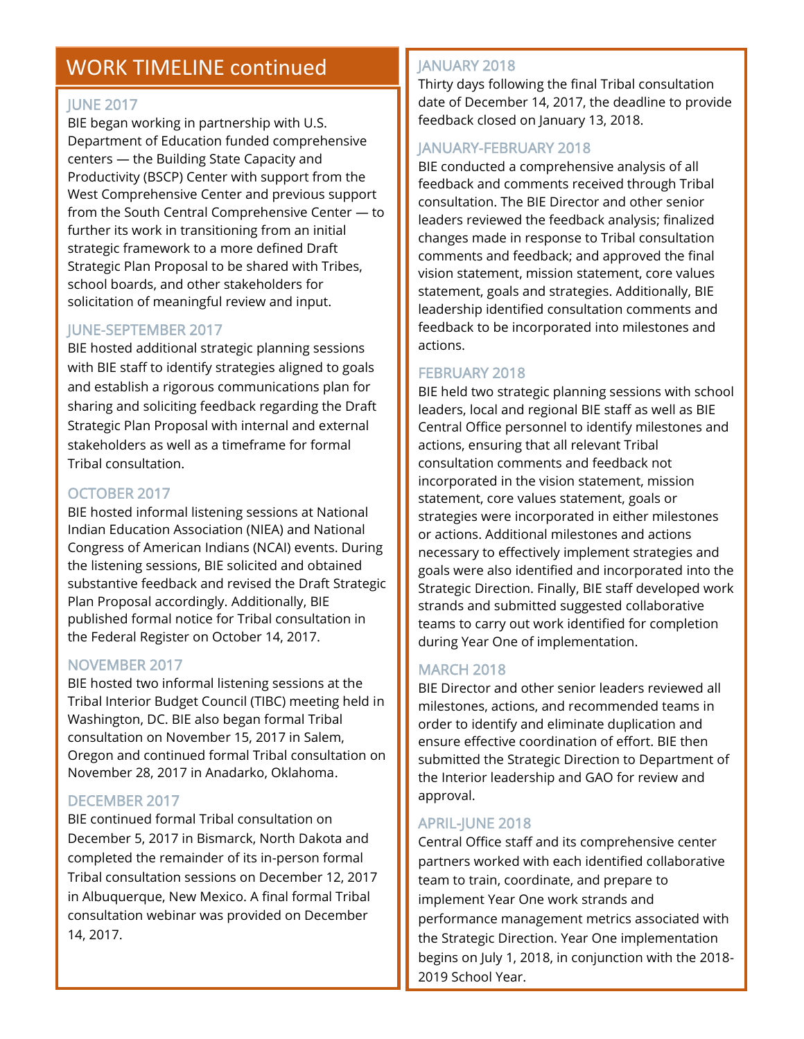## WORK TIMELINE continued

### JUNE 2017

BIE began working in partnership with U.S. Department of Education funded comprehensive centers — the Building State Capacity and Productivity (BSCP) Center with support from the West Comprehensive Center and previous support from the South Central Comprehensive Center — to further its work in transitioning from an initial strategic framework to a more defined Draft Strategic Plan Proposal to be shared with Tribes, school boards, and other stakeholders for solicitation of meaningful review and input.

### JUNE-SEPTEMBER 2017

BIE hosted additional strategic planning sessions with BIE staff to identify strategies aligned to goals and establish a rigorous communications plan for sharing and soliciting feedback regarding the Draft Strategic Plan Proposal with internal and external stakeholders as well as a timeframe for formal Tribal consultation.

### OCTOBER 2017

BIE hosted informal listening sessions at National Indian Education Association (NIEA) and National Congress of American Indians (NCAI) events. During the listening sessions, BIE solicited and obtained substantive feedback and revised the Draft Strategic Plan Proposal accordingly. Additionally, BIE published formal notice for Tribal consultation in the Federal Register on October 14, 2017.

### NOVEMBER 2017

BIE hosted two informal listening sessions at the Tribal Interior Budget Council (TIBC) meeting held in Washington, DC. BIE also began formal Tribal consultation on November 15, 2017 in Salem, Oregon and continued formal Tribal consultation on November 28, 2017 in Anadarko, Oklahoma.

### DECEMBER 2017

BIE continued formal Tribal consultation on December 5, 2017 in Bismarck, North Dakota and completed the remainder of its in-person formal Tribal consultation sessions on December 12, 2017 in Albuquerque, New Mexico. A final formal Tribal consultation webinar was provided on December 14, 2017.

### JANUARY 2018

Thirty days following the final Tribal consultation date of December 14, 2017, the deadline to provide feedback closed on January 13, 2018.

### JANUARY-FEBRUARY 2018

BIE conducted a comprehensive analysis of all feedback and comments received through Tribal consultation. The BIE Director and other senior leaders reviewed the feedback analysis; finalized changes made in response to Tribal consultation comments and feedback; and approved the final vision statement, mission statement, core values statement, goals and strategies. Additionally, BIE leadership identified consultation comments and feedback to be incorporated into milestones and actions.

### FEBRUARY 2018

BIE held two strategic planning sessions with school leaders, local and regional BIE staff as well as BIE Central Office personnel to identify milestones and actions, ensuring that all relevant Tribal consultation comments and feedback not incorporated in the vision statement, mission statement, core values statement, goals or strategies were incorporated in either milestones or actions. Additional milestones and actions necessary to effectively implement strategies and goals were also identified and incorporated into the Strategic Direction. Finally, BIE staff developed work strands and submitted suggested collaborative teams to carry out work identified for completion during Year One of implementation.

### MARCH 2018

BIE Director and other senior leaders reviewed all milestones, actions, and recommended teams in order to identify and eliminate duplication and ensure effective coordination of effort. BIE then submitted the Strategic Direction to Department of the Interior leadership and GAO for review and approval.

### APRIL-JUNE 2018

Central Office staff and its comprehensive center partners worked with each identified collaborative team to train, coordinate, and prepare to implement Year One work strands and performance management metrics associated with the Strategic Direction. Year One implementation begins on July 1, 2018, in conjunction with the 2018-2019 School Year.